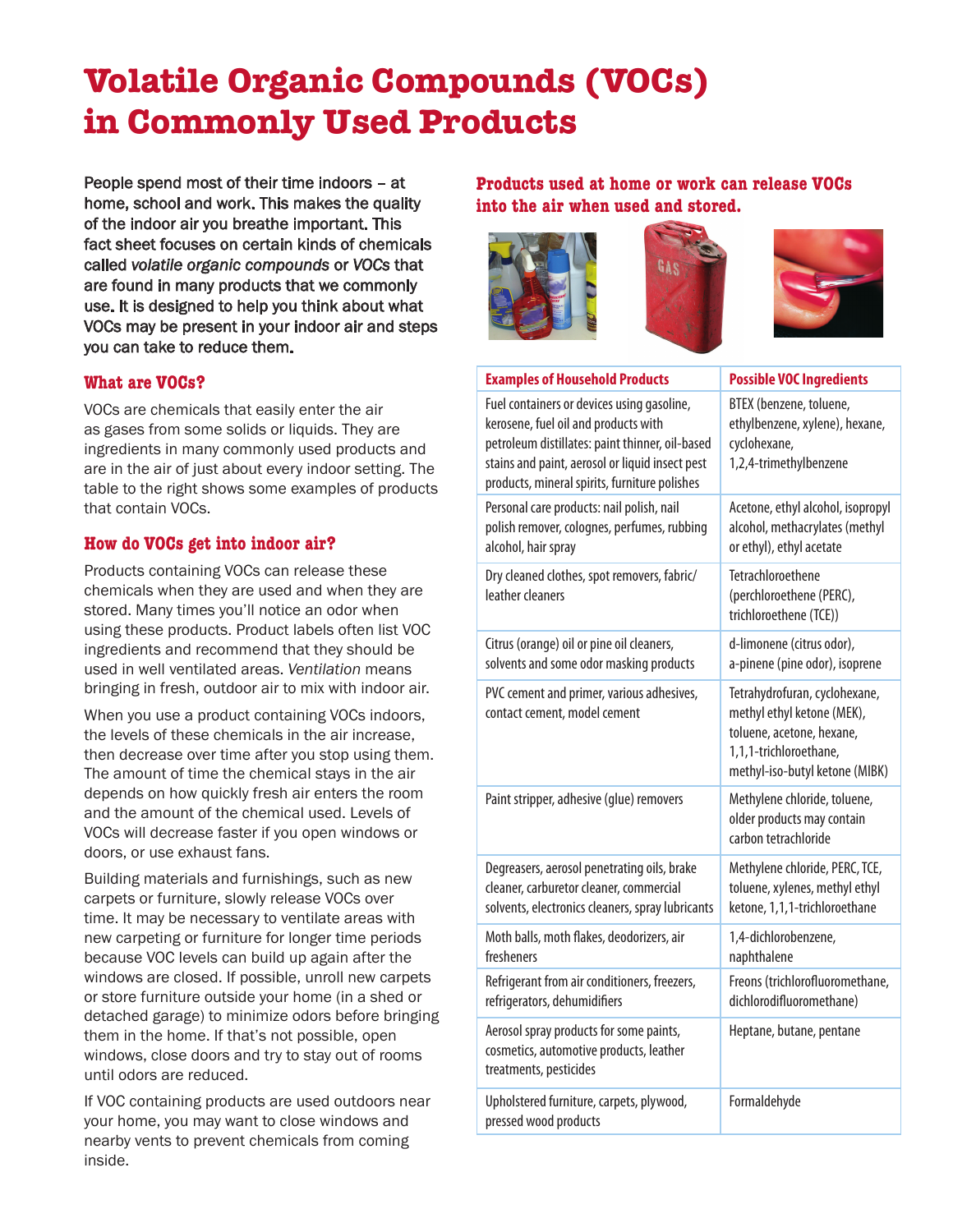# Volatile Organic Compounds (VOCs) in Commonly Used Products

People spend most of their time indoors – at home, school and work. This makes the quality of the indoor air you breathe important. This fact sheet focuses on certain kinds of chemicals called *volatile organic compounds* or *VOCs* that are found in many products that we commonly use. It is designed to help you think about what VOCs may be present in your indoor air and steps you can take to reduce them.

## What are VOCs?

VOCs are chemicals that easily enter the air as gases from some solids or liquids. They are ingredients in many commonly used products and are in the air of just about every indoor setting. The table to the right shows some examples of products that contain VOCs.

## How do VOCs get into indoor air?

Products containing VOCs can release these chemicals when they are used and when they are stored. Many times you'll notice an odor when using these products. Product labels often list VOC ingredients and recommend that they should be used in well ventilated areas. *Ventilation* means bringing in fresh, outdoor air to mix with indoor air.

When you use a product containing VOCs indoors, the levels of these chemicals in the air increase, then decrease over time after you stop using them. The amount of time the chemical stays in the air depends on how quickly fresh air enters the room and the amount of the chemical used. Levels of VOCs will decrease faster if you open windows or doors, or use exhaust fans.

Building materials and furnishings, such as new carpets or furniture, slowly release VOCs over time. It may be necessary to ventilate areas with new carpeting or furniture for longer time periods because VOC levels can build up again after the windows are closed. If possible, unroll new carpets or store furniture outside your home (in a shed or detached garage) to minimize odors before bringing them in the home. If that's not possible, open windows, close doors and try to stay out of rooms until odors are reduced.

If VOC containing products are used outdoors near your home, you may want to close windows and nearby vents to prevent chemicals from coming inside.

## Products used at home or work can release VOCs into the air when used and stored.

| Examples of Household Products | Possible VOC Ingredients |
|---|---|
| Fuel containers or devices using gasoline, kerosene, fuel oil and products with petroleum distillates: paint thinner, oil-based stains and paint, aerosol or liquid insect pest products, mineral spirits, furniture polishes | BTEX (benzene, toluene, ethylbenzene, xylene), hexane, cyclohexane, 1,2,4-trimethylbenzene |
| Personal care products: nail polish, nail polish remover, colognes, perfumes, rubbing alcohol, hair spray | Acetone, ethyl alcohol, isopropyl alcohol, methacrylates (methyl or ethyl), ethyl acetate |
| Dry cleaned clothes, spot removers, fabric/leather cleaners | Tetrachloroethene (perchloroethene (PERC), trichloroethene (TCE)) |
| Citrus (orange) oil or pine oil cleaners, solvents and some odor masking products | d-limonene (citrus odor), a-pinene (pine odor), isoprene |
| PVC cement and primer, various adhesives, contact cement, model cement | Tetrahydrofuran, cyclohexane, methyl ethyl ketone (MEK), toluene, acetone, hexane, 1,1,1-trichloroethane, methyl-iso-butyl ketone (MIBK) |
| Paint stripper, adhesive (glue) removers | Methylene chloride, toluene, older products may contain carbon tetrachloride |
| Degreasers, aerosol penetrating oils, brake cleaner, carburetor cleaner, commercial solvents, electronics cleaners, spray lubricants | Methylene chloride, PERC, TCE, toluene, xylenes, methyl ethyl ketone, 1,1,1-trichloroethane |
| Moth balls, moth flakes, deodorizers, air fresheners | 1,4-dichlorobenzene, naphthalene |
| Refrigerant from air conditioners, freezers, refrigerators, dehumidifiers | Freons (trichlorofluoromethane, dichlorodifluoromethane) |
| Aerosol spray products for some paints, cosmetics, automotive products, leather treatments, pesticides | Heptane, butane, pentane |
| Upholstered furniture, carpets, plywood, pressed wood products | Formaldehyde |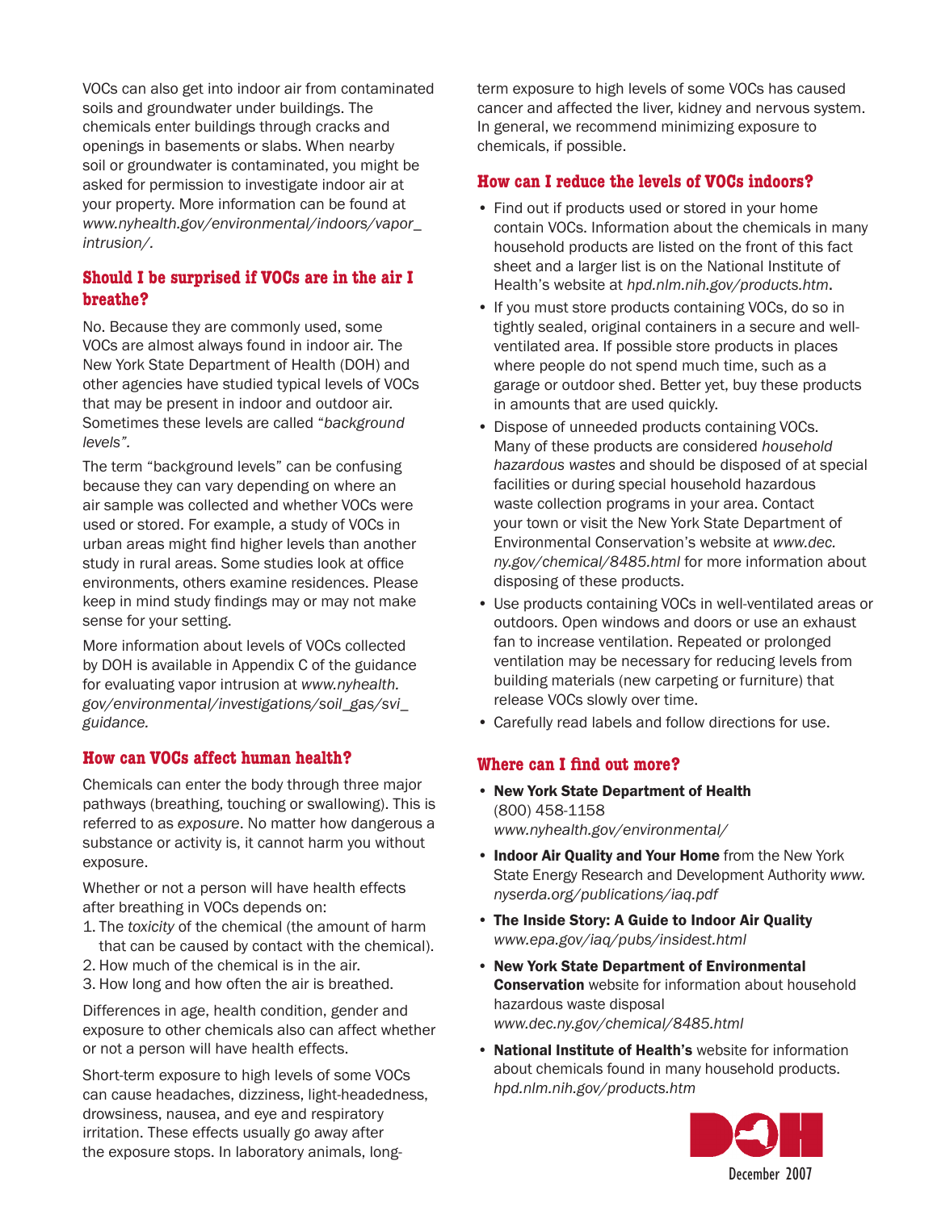VOCs can also get into indoor air from contaminated soils and groundwater under buildings. The chemicals enter buildings through cracks and openings in basements or slabs. When nearby soil or groundwater is contaminated, you might be asked for permission to investigate indoor air at your property. More information can be found at *www.nyhealth.gov/environmental/indoors/vapor_intrusion/*.

## Should I be surprised if VOCs are in the air I breathe?

No. Because they are commonly used, some VOCs are almost always found in indoor air. The New York State Department of Health (DOH) and other agencies have studied typical levels of VOCs that may be present in indoor and outdoor air. Sometimes these levels are called "*background levels*".

The term "background levels" can be confusing because they can vary depending on where an air sample was collected and whether VOCs were used or stored. For example, a study of VOCs in urban areas might find higher levels than another study in rural areas. Some studies look at office environments, others examine residences. Please keep in mind study findings may or may not make sense for your setting.

More information about levels of VOCs collected by DOH is available in Appendix C of the guidance for evaluating vapor intrusion at *www.nyhealth.gov/environmental/investigations/soil_gas/svi_guidance.*

## How can VOCs affect human health?

Chemicals can enter the body through three major pathways (breathing, touching or swallowing). This is referred to as *exposure*. No matter how dangerous a substance or activity is, it cannot harm you without exposure.

Whether or not a person will have health effects after breathing in VOCs depends on:

1. The *toxicity* of the chemical (the amount of harm that can be caused by contact with the chemical).
2. How much of the chemical is in the air.
3. How long and how often the air is breathed.

Differences in age, health condition, gender and exposure to other chemicals also can affect whether or not a person will have health effects.

Short-term exposure to high levels of some VOCs can cause headaches, dizziness, light-headedness, drowsiness, nausea, and eye and respiratory irritation. These effects usually go away after the exposure stops. In laboratory animals, long-term exposure to high levels of some VOCs has caused cancer and affected the liver, kidney and nervous system. In general, we recommend minimizing exposure to chemicals, if possible.

## How can I reduce the levels of VOCs indoors?

- Find out if products used or stored in your home contain VOCs. Information about the chemicals in many household products are listed on the front of this fact sheet and a larger list is on the National Institute of Health's website at *hpd.nlm.nih.gov/products.htm*.
- If you must store products containing VOCs, do so in tightly sealed, original containers in a secure and well-ventilated area. If possible store products in places where people do not spend much time, such as a garage or outdoor shed. Better yet, buy these products in amounts that are used quickly.
- Dispose of unneeded products containing VOCs. Many of these products are considered *household hazardous wastes* and should be disposed of at special facilities or during special household hazardous waste collection programs in your area. Contact your town or visit the New York State Department of Environmental Conservation's website at *www.dec.ny.gov/chemical/8485.html* for more information about disposing of these products.
- Use products containing VOCs in well-ventilated areas or outdoors. Open windows and doors or use an exhaust fan to increase ventilation. Repeated or prolonged ventilation may be necessary for reducing levels from building materials (new carpeting or furniture) that release VOCs slowly over time.
- Carefully read labels and follow directions for use.

## Where can I find out more?

- **New York State Department of Health**
  (800) 458-1158
  *www.nyhealth.gov/environmental/*
- **Indoor Air Quality and Your Home** from the New York State Energy Research and Development Authority *www.nyserda.org/publications/iaq.pdf*
- **The Inside Story: A Guide to Indoor Air Quality**
  *www.epa.gov/iaq/pubs/insidest.html*
- **New York State Department of Environmental Conservation** website for information about household hazardous waste disposal
  *www.dec.ny.gov/chemical/8485.html*
- **National Institute of Health's** website for information about chemicals found in many household products.
  *hpd.nlm.nih.gov/products.htm*

DOH

December 2007